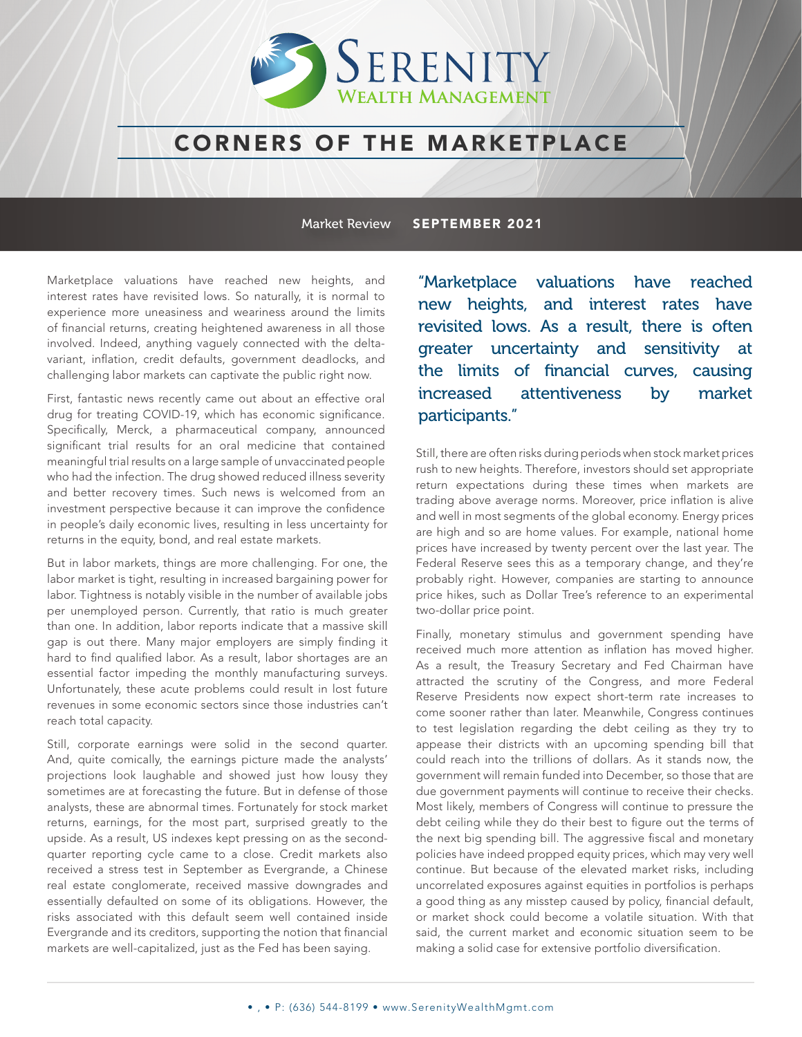# SERENITY WEALTH MANAGEMENT

## CORNERS OF THE MARKETPLACE

Market Review **SEPTEMBER 2021**

Marketplace valuations have reached new heights, and interest rates have revisited lows. So naturally, it is normal to experience more uneasiness and weariness around the limits of financial returns, creating heightened awareness in all those involved. Indeed, anything vaguely connected with the delta-variant, inflation, credit defaults, government deadlocks, and challenging labor markets can captivate the public right now.

First, fantastic news recently came out about an effective oral drug for treating COVID-19, which has economic significance. Specifically, Merck, a pharmaceutical company, announced significant trial results for an oral medicine that contained meaningful trial results on a large sample of unvaccinated people who had the infection. The drug showed reduced illness severity and better recovery times. Such news is welcomed from an investment perspective because it can improve the confidence in people's daily economic lives, resulting in less uncertainty for returns in the equity, bond, and real estate markets.

But in labor markets, things are more challenging. For one, the labor market is tight, resulting in increased bargaining power for labor. Tightness is notably visible in the number of available jobs per unemployed person. Currently, that ratio is much greater than one. In addition, labor reports indicate that a massive skill gap is out there. Many major employers are simply finding it hard to find qualified labor. As a result, labor shortages are an essential factor impeding the monthly manufacturing surveys. Unfortunately, these acute problems could result in lost future revenues in some economic sectors since those industries can't reach total capacity.

Still, corporate earnings were solid in the second quarter. And, quite comically, the earnings picture made the analysts' projections look laughable and showed just how lousy they sometimes are at forecasting the future. But in defense of those analysts, these are abnormal times. Fortunately for stock market returns, earnings, for the most part, surprised greatly to the upside. As a result, US indexes kept pressing on as the second-quarter reporting cycle came to a close. Credit markets also received a stress test in September as Evergrande, a Chinese real estate conglomerate, received massive downgrades and essentially defaulted on some of its obligations. However, the risks associated with this default seem well contained inside Evergrande and its creditors, supporting the notion that financial markets are well-capitalized, just as the Fed has been saying.

> "Marketplace valuations have reached new heights, and interest rates have revisited lows. As a result, there is often greater uncertainty and sensitivity at the limits of financial curves, causing increased attentiveness by market participants."

Still, there are often risks during periods when stock market prices rush to new heights. Therefore, investors should set appropriate return expectations during these times when markets are trading above average norms. Moreover, price inflation is alive and well in most segments of the global economy. Energy prices are high and so are home values. For example, national home prices have increased by twenty percent over the last year. The Federal Reserve sees this as a temporary change, and they're probably right. However, companies are starting to announce price hikes, such as Dollar Tree's reference to an experimental two-dollar price point.

Finally, monetary stimulus and government spending have received much more attention as inflation has moved higher. As a result, the Treasury Secretary and Fed Chairman have attracted the scrutiny of the Congress, and more Federal Reserve Presidents now expect short-term rate increases to come sooner rather than later. Meanwhile, Congress continues to test legislation regarding the debt ceiling as they try to appease their districts with an upcoming spending bill that could reach into the trillions of dollars. As it stands now, the government will remain funded into December, so those that are due government payments will continue to receive their checks. Most likely, members of Congress will continue to pressure the debt ceiling while they do their best to figure out the terms of the next big spending bill. The aggressive fiscal and monetary policies have indeed propped equity prices, which may very well continue. But because of the elevated market risks, including uncorrelated exposures against equities in portfolios is perhaps a good thing as any misstep caused by policy, financial default, or market shock could become a volatile situation. With that said, the current market and economic situation seem to be making a solid case for extensive portfolio diversification.

• , • P: (636) 544-8199 • www.SerenityWealthMgmt.com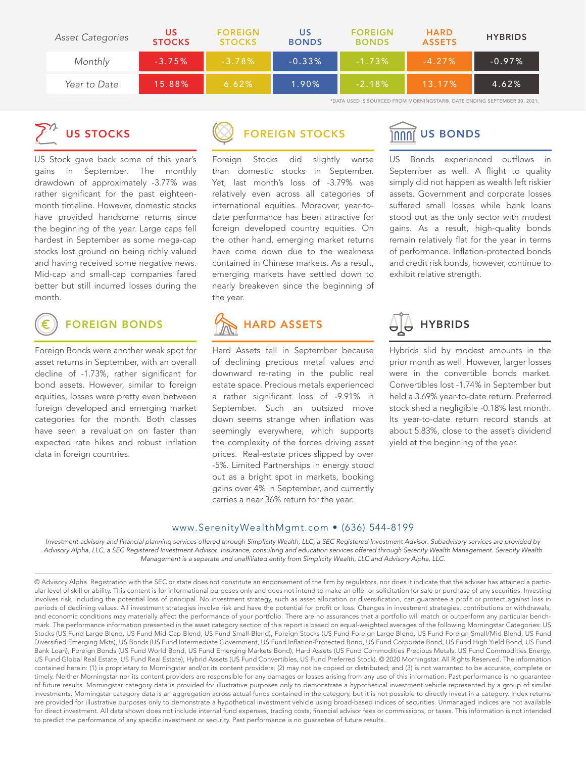| Asset Categories | US STOCKS | FOREIGN STOCKS | US BONDS | FOREIGN BONDS | HARD ASSETS | HYBRIDS |
|---|---|---|---|---|---|---|
| Monthly | -3.75% | -3.78% | -0.33% | -1.73% | -4.27% | -0.97% |
| Year to Date | 15.88% | 6.62% | 1.90% | -2.18% | 13.17% | 4.62% |

*DATA USED IS SOURCED FROM MORNINGSTAR®, DATE ENDING SEPTEMBER 30, 2021.

## US STOCKS

US Stock gave back some of this year's gains in September. The monthly drawdown of approximately -3.77% was rather significant for the past eighteen-month timeline. However, domestic stocks have provided handsome returns since the beginning of the year. Large caps fell hardest in September as some mega-cap stocks lost ground on being richly valued and having received some negative news. Mid-cap and small-cap companies fared better but still incurred losses during the month.

## FOREIGN STOCKS

Foreign Stocks did slightly worse than domestic stocks in September. Yet, last month's loss of -3.79% was relatively even across all categories of international equities. Moreover, year-to-date performance has been attractive for foreign developed country equities. On the other hand, emerging market returns have come down due to the weakness contained in Chinese markets. As a result, emerging markets have settled down to nearly breakeven since the beginning of the year.

## US BONDS

US Bonds experienced outflows in September as well. A flight to quality simply did not happen as wealth left riskier assets. Government and corporate losses suffered small losses while bank loans stood out as the only sector with modest gains. As a result, high-quality bonds remain relatively flat for the year in terms of performance. Inflation-protected bonds and credit risk bonds, however, continue to exhibit relative strength.

## FOREIGN BONDS

Foreign Bonds were another weak spot for asset returns in September, with an overall decline of -1.73%, rather significant for bond assets. However, similar to foreign equities, losses were pretty even between foreign developed and emerging market categories for the month. Both classes have seen a revaluation on faster than expected rate hikes and robust inflation data in foreign countries.

## HARD ASSETS

Hard Assets fell in September because of declining precious metal values and downward re-rating in the public real estate space. Precious metals experienced a rather significant loss of -9.91% in September. Such an outsized move down seems strange when inflation was seemingly everywhere, which supports the complexity of the forces driving asset prices. Real-estate prices slipped by over -5%. Limited Partnerships in energy stood out as a bright spot in markets, booking gains over 4% in September, and currently carries a near 36% return for the year.

## HYBRIDS

Hybrids slid by modest amounts in the prior month as well. However, larger losses were in the convertible bonds market. Convertibles lost -1.74% in September but held a 3.69% year-to-date return. Preferred stock shed a negligible -0.18% last month. Its year-to-date return record stands at about 5.83%, close to the asset's dividend yield at the beginning of the year.

www.SerenityWealthMgmt.com • (636) 544-8199

*Investment advisory and financial planning services offered through Simplicity Wealth, LLC, a SEC Registered Investment Advisor. Subadvisory services are provided by Advisory Alpha, LLC, a SEC Registered Investment Advisor. Insurance, consulting and education services offered through Serenity Wealth Management. Serenity Wealth Management is a separate and unaffiliated entity from Simplicity Wealth, LLC and Advisory Alpha, LLC.*

© Advisory Alpha. Registration with the SEC or state does not constitute an endorsement of the firm by regulators, nor does it indicate that the adviser has attained a particular level of skill or ability. This content is for informational purposes only and does not intend to make an offer or solicitation for sale or purchase of any securities. Investing involves risk, including the potential loss of principal. No investment strategy, such as asset allocation or diversification, can guarantee a profit or protect against loss in periods of declining values. All investment strategies involve risk and have the potential for profit or loss. Changes in investment strategies, contributions or withdrawals, and economic conditions may materially affect the performance of your portfolio. There are no assurances that a portfolio will match or outperform any particular benchmark. The performance information presented in the asset category section of this report is based on equal-weighted averages of the following Morningstar Categories: US Stocks (US Fund Large Blend, US Fund Mid-Cap Blend, US Fund Small-Blend), Foreign Stocks (US Fund Foreign Large Blend, US Fund Foreign Small/Mid Blend, US Fund Diversified Emerging Mkts), US Bonds (US Fund Intermediate Government, US Fund Inflation-Protected Bond, US Fund Corporate Bond, US Fund High Yield Bond, US Fund Bank Loan), Foreign Bonds (US Fund World Bond, US Fund Emerging Markets Bond), Hard Assets (US Fund Commodities Precious Metals, US Fund Commodities Energy, US Fund Global Real Estate, US Fund Real Estate), Hybrid Assets (US Fund Convertibles, US Fund Preferred Stock). © 2020 Morningstar. All Rights Reserved. The information contained herein: (1) is proprietary to Morningstar and/or its content providers; (2) may not be copied or distributed; and (3) is not warranted to be accurate, complete or timely. Neither Morningstar nor its content providers are responsible for any damages or losses arising from any use of this information. Past performance is no guarantee of future results. Morningstar category data is provided for illustrative purposes only to demonstrate a hypothetical investment vehicle represented by a group of similar investments. Morningstar category data is an aggregation across actual funds contained in the category, but it is not possible to directly invest in a category. Index returns are provided for illustrative purposes only to demonstrate a hypothetical investment vehicle using broad-based indices of securities. Unmanaged indices are not available for direct investment. All data shown does not include internal fund expenses, trading costs, financial advisor fees or commissions, or taxes. This information is not intended to predict the performance of any specific investment or security. Past performance is no guarantee of future results.